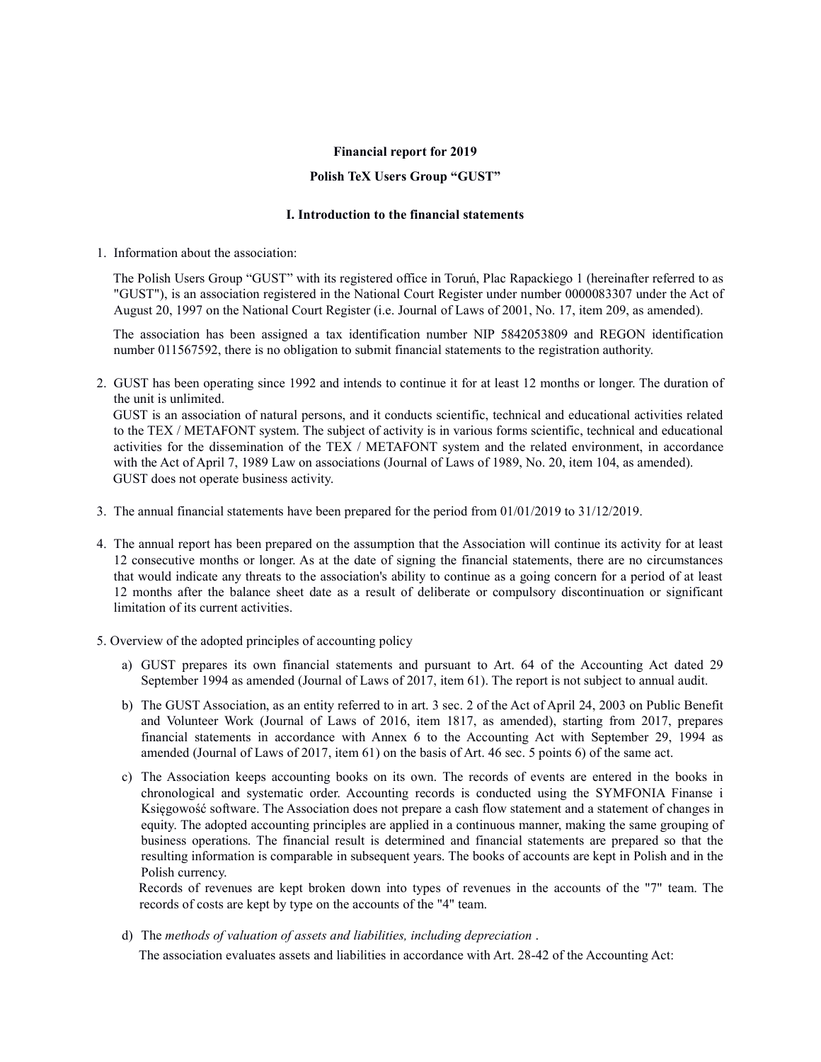**Financial report for 2019**

**Polish TeX Users Group "GUST"**

**I. Introduction to the financial statements**

1. Information about the association:

   The Polish Users Group "GUST" with its registered office in Toruń, Plac Rapackiego 1 (hereinafter referred to as "GUST"), is an association registered in the National Court Register under number 0000083307 under the Act of August 20, 1997 on the National Court Register (i.e. Journal of Laws of 2001, No. 17, item 209, as amended).

   The association has been assigned a tax identification number NIP 5842053809 and REGON identification number 011567592, there is no obligation to submit financial statements to the registration authority.

2. GUST has been operating since 1992 and intends to continue it for at least 12 months or longer. The duration of the unit is unlimited.
   GUST is an association of natural persons, and it conducts scientific, technical and educational activities related to the TEX / METAFONT system. The subject of activity is in various forms scientific, technical and educational activities for the dissemination of the TEX / METAFONT system and the related environment, in accordance with the Act of April 7, 1989 Law on associations (Journal of Laws of 1989, No. 20, item 104, as amended).
   GUST does not operate business activity.

3. The annual financial statements have been prepared for the period from 01/01/2019 to 31/12/2019.

4. The annual report has been prepared on the assumption that the Association will continue its activity for at least 12 consecutive months or longer. As at the date of signing the financial statements, there are no circumstances that would indicate any threats to the association's ability to continue as a going concern for a period of at least 12 months after the balance sheet date as a result of deliberate or compulsory discontinuation or significant limitation of its current activities.

5. Overview of the adopted principles of accounting policy

   a) GUST prepares its own financial statements and pursuant to Art. 64 of the Accounting Act dated 29 September 1994 as amended (Journal of Laws of 2017, item 61). The report is not subject to annual audit.

   b) The GUST Association, as an entity referred to in art. 3 sec. 2 of the Act of April 24, 2003 on Public Benefit and Volunteer Work (Journal of Laws of 2016, item 1817, as amended), starting from 2017, prepares financial statements in accordance with Annex 6 to the Accounting Act with September 29, 1994 as amended (Journal of Laws of 2017, item 61) on the basis of Art. 46 sec. 5 points 6) of the same act.

   c) The Association keeps accounting books on its own. The records of events are entered in the books in chronological and systematic order. Accounting records is conducted using the SYMFONIA Finanse i Księgowość software. The Association does not prepare a cash flow statement and a statement of changes in equity. The adopted accounting principles are applied in a continuous manner, making the same grouping of business operations. The financial result is determined and financial statements are prepared so that the resulting information is comparable in subsequent years. The books of accounts are kept in Polish and in the Polish currency.
   Records of revenues are kept broken down into types of revenues in the accounts of the "7" team. The records of costs are kept by type on the accounts of the "4" team.

   d) The *methods of valuation of assets and liabilities, including depreciation* .
   The association evaluates assets and liabilities in accordance with Art. 28-42 of the Accounting Act: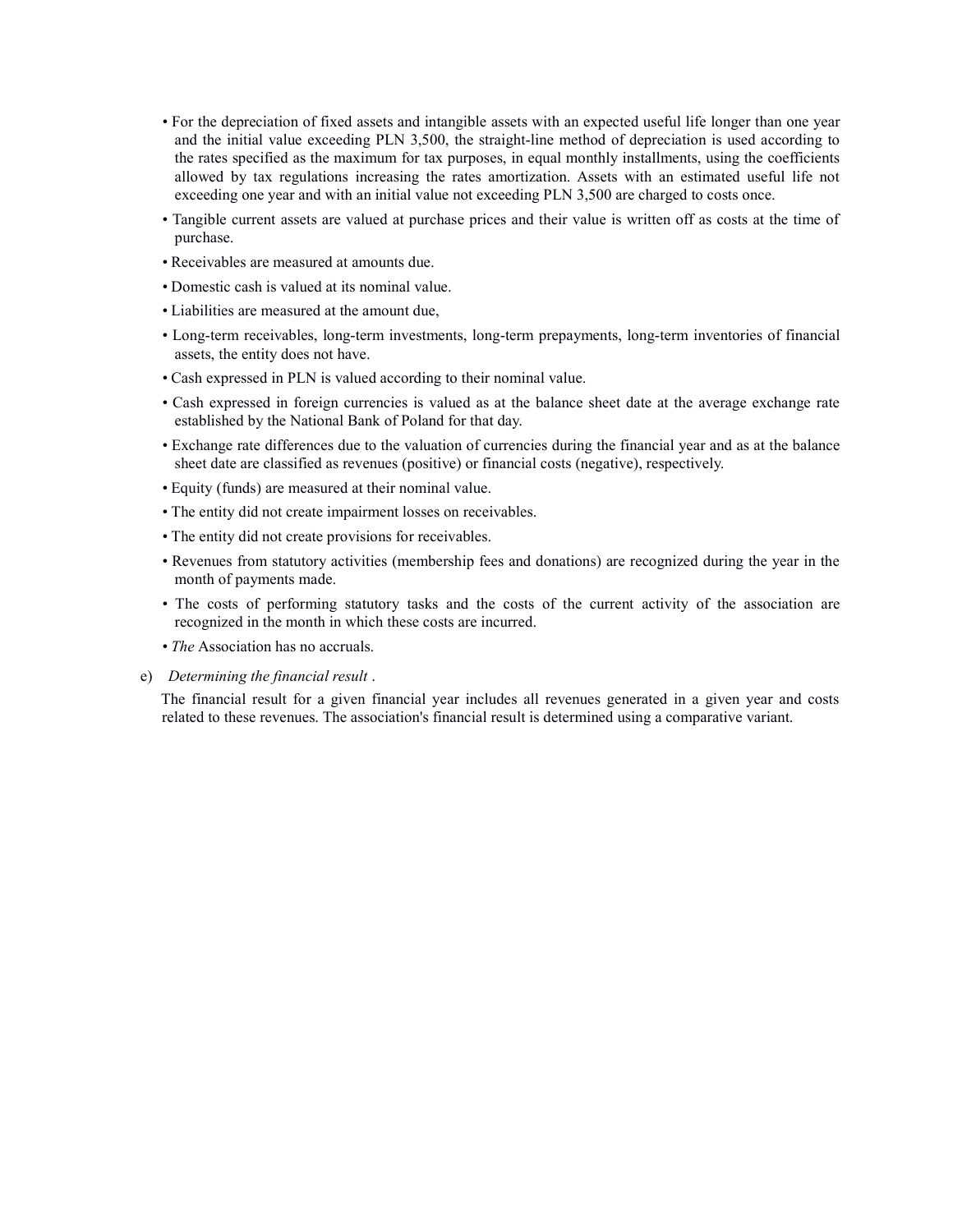- For the depreciation of fixed assets and intangible assets with an expected useful life longer than one year and the initial value exceeding PLN 3,500, the straight-line method of depreciation is used according to the rates specified as the maximum for tax purposes, in equal monthly installments, using the coefficients allowed by tax regulations increasing the rates amortization. Assets with an estimated useful life not exceeding one year and with an initial value not exceeding PLN 3,500 are charged to costs once.
- Tangible current assets are valued at purchase prices and their value is written off as costs at the time of purchase.
- Receivables are measured at amounts due.
- Domestic cash is valued at its nominal value.
- Liabilities are measured at the amount due,
- Long-term receivables, long-term investments, long-term prepayments, long-term inventories of financial assets, the entity does not have.
- Cash expressed in PLN is valued according to their nominal value.
- Cash expressed in foreign currencies is valued as at the balance sheet date at the average exchange rate established by the National Bank of Poland for that day.
- Exchange rate differences due to the valuation of currencies during the financial year and as at the balance sheet date are classified as revenues (positive) or financial costs (negative), respectively.
- Equity (funds) are measured at their nominal value.
- The entity did not create impairment losses on receivables.
- The entity did not create provisions for receivables.
- Revenues from statutory activities (membership fees and donations) are recognized during the year in the month of payments made.
- The costs of performing statutory tasks and the costs of the current activity of the association are recognized in the month in which these costs are incurred.
- *The* Association has no accruals.

e) *Determining the financial result* .

The financial result for a given financial year includes all revenues generated in a given year and costs related to these revenues. The association's financial result is determined using a comparative variant.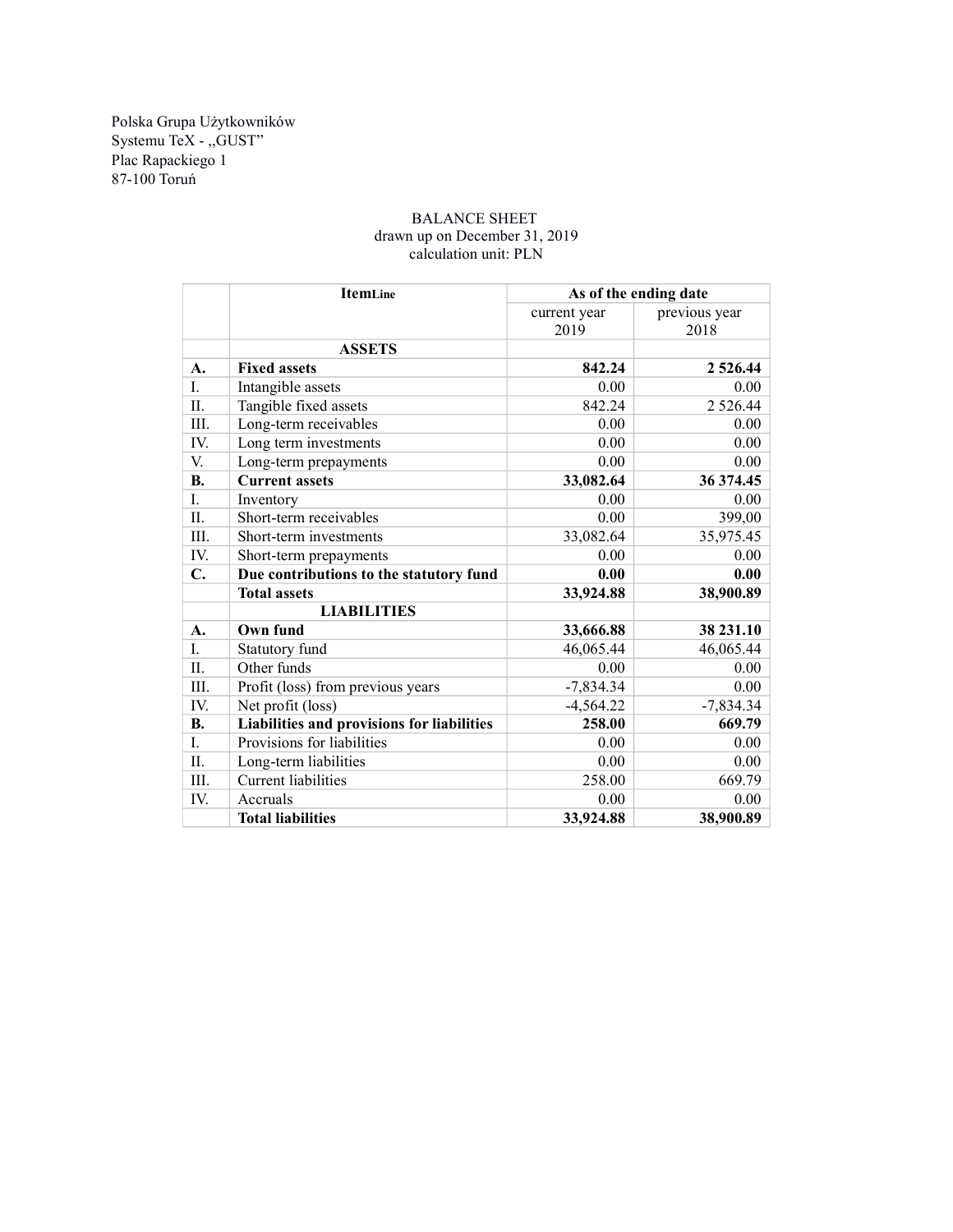Polska Grupa Użytkowników
Systemu TeX - „GUST”
Plac Rapackiego 1
87-100 Toruń

BALANCE SHEET
drawn up on December 31, 2019
calculation unit: PLN

| | **ItemLine** | **As of the ending date** | |
|---|---|---|---|
| | | current year 2019 | previous year 2018 |
| | **ASSETS** | | |
| **A.** | **Fixed assets** | **842.24** | **2 526.44** |
| I. | Intangible assets | 0.00 | 0.00 |
| II. | Tangible fixed assets | 842.24 | 2 526.44 |
| III. | Long-term receivables | 0.00 | 0.00 |
| IV. | Long term investments | 0.00 | 0.00 |
| V. | Long-term prepayments | 0.00 | 0.00 |
| **B.** | **Current assets** | **33,082.64** | **36 374.45** |
| I. | Inventory | 0.00 | 0.00 |
| II. | Short-term receivables | 0.00 | 399,00 |
| III. | Short-term investments | 33,082.64 | 35,975.45 |
| IV. | Short-term prepayments | 0.00 | 0.00 |
| **C.** | **Due contributions to the statutory fund** | **0.00** | **0.00** |
| | **Total assets** | **33,924.88** | **38,900.89** |
| | **LIABILITIES** | | |
| **A.** | **Own fund** | **33,666.88** | **38 231.10** |
| I. | Statutory fund | 46,065.44 | 46,065.44 |
| II. | Other funds | 0.00 | 0.00 |
| III. | Profit (loss) from previous years | -7,834.34 | 0.00 |
| IV. | Net profit (loss) | -4,564.22 | -7,834.34 |
| **B.** | **Liabilities and provisions for liabilities** | **258.00** | **669.79** |
| I. | Provisions for liabilities | 0.00 | 0.00 |
| II. | Long-term liabilities | 0.00 | 0.00 |
| III. | Current liabilities | 258.00 | 669.79 |
| IV. | Accruals | 0.00 | 0.00 |
| | **Total liabilities** | **33,924.88** | **38,900.89** |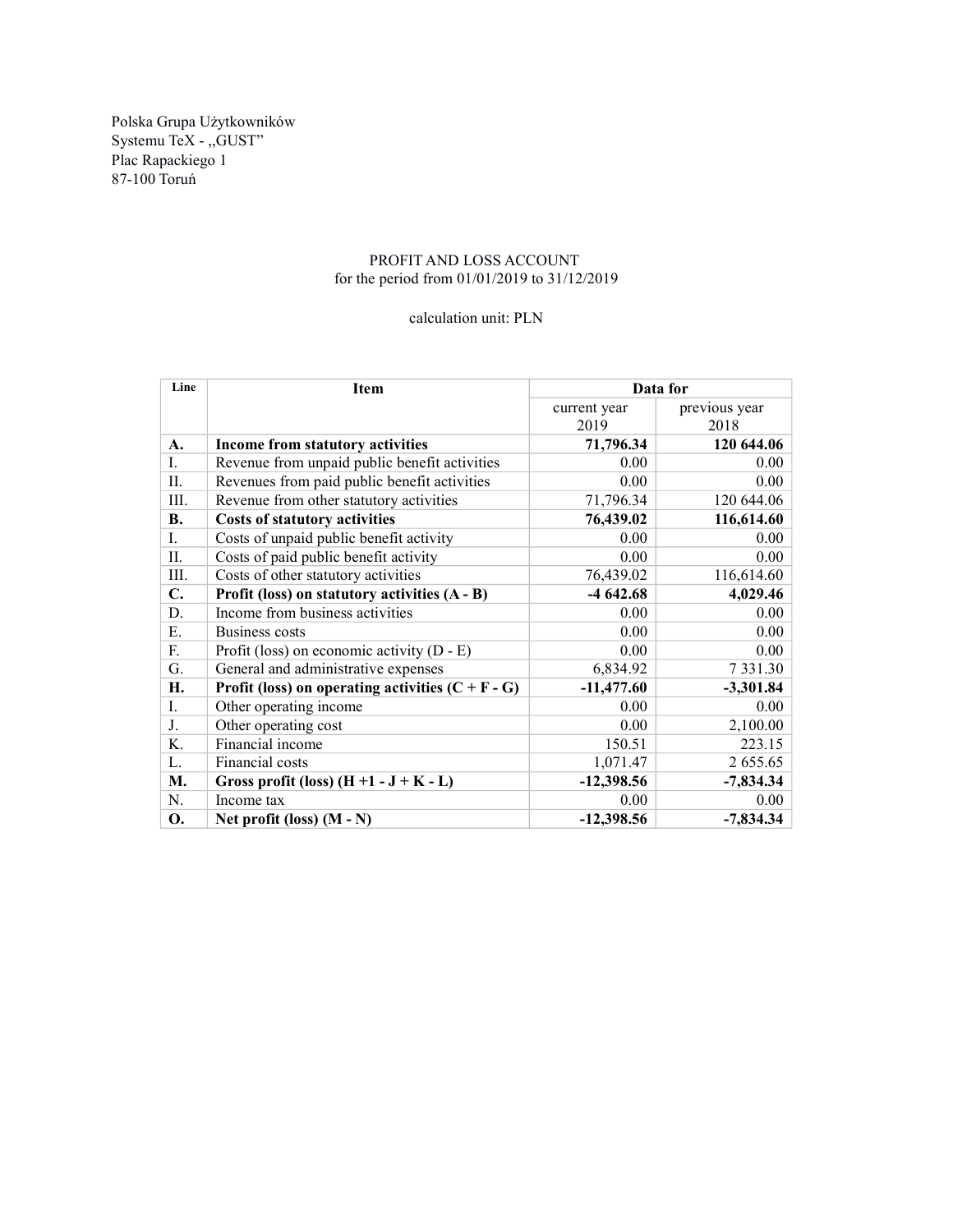Polska Grupa Użytkowników
Systemu TeX - „GUST”
Plac Rapackiego 1
87-100 Toruń

PROFIT AND LOSS ACCOUNT
for the period from 01/01/2019 to 31/12/2019

calculation unit: PLN

| Line | Item | Data for | |
|---|---|---|---|
| | | current year 2019 | previous year 2018 |
| **A.** | **Income from statutory activities** | **71,796.34** | **120 644.06** |
| I. | Revenue from unpaid public benefit activities | 0.00 | 0.00 |
| II. | Revenues from paid public benefit activities | 0.00 | 0.00 |
| III. | Revenue from other statutory activities | 71,796.34 | 120 644.06 |
| **B.** | **Costs of statutory activities** | **76,439.02** | **116,614.60** |
| I. | Costs of unpaid public benefit activity | 0.00 | 0.00 |
| II. | Costs of paid public benefit activity | 0.00 | 0.00 |
| III. | Costs of other statutory activities | 76,439.02 | 116,614.60 |
| **C.** | **Profit (loss) on statutory activities (A - B)** | **-4 642.68** | **4,029.46** |
| D. | Income from business activities | 0.00 | 0.00 |
| E. | Business costs | 0.00 | 0.00 |
| F. | Profit (loss) on economic activity (D - E) | 0.00 | 0.00 |
| G. | General and administrative expenses | 6,834.92 | 7 331.30 |
| **H.** | **Profit (loss) on operating activities (C + F - G)** | **-11,477.60** | **-3,301.84** |
| I. | Other operating income | 0.00 | 0.00 |
| J. | Other operating cost | 0.00 | 2,100.00 |
| K. | Financial income | 150.51 | 223.15 |
| L. | Financial costs | 1,071.47 | 2 655.65 |
| **M.** | **Gross profit (loss) (H +1 - J + K - L)** | **-12,398.56** | **-7,834.34** |
| N. | Income tax | 0.00 | 0.00 |
| **O.** | **Net profit (loss) (M - N)** | **-12,398.56** | **-7,834.34** |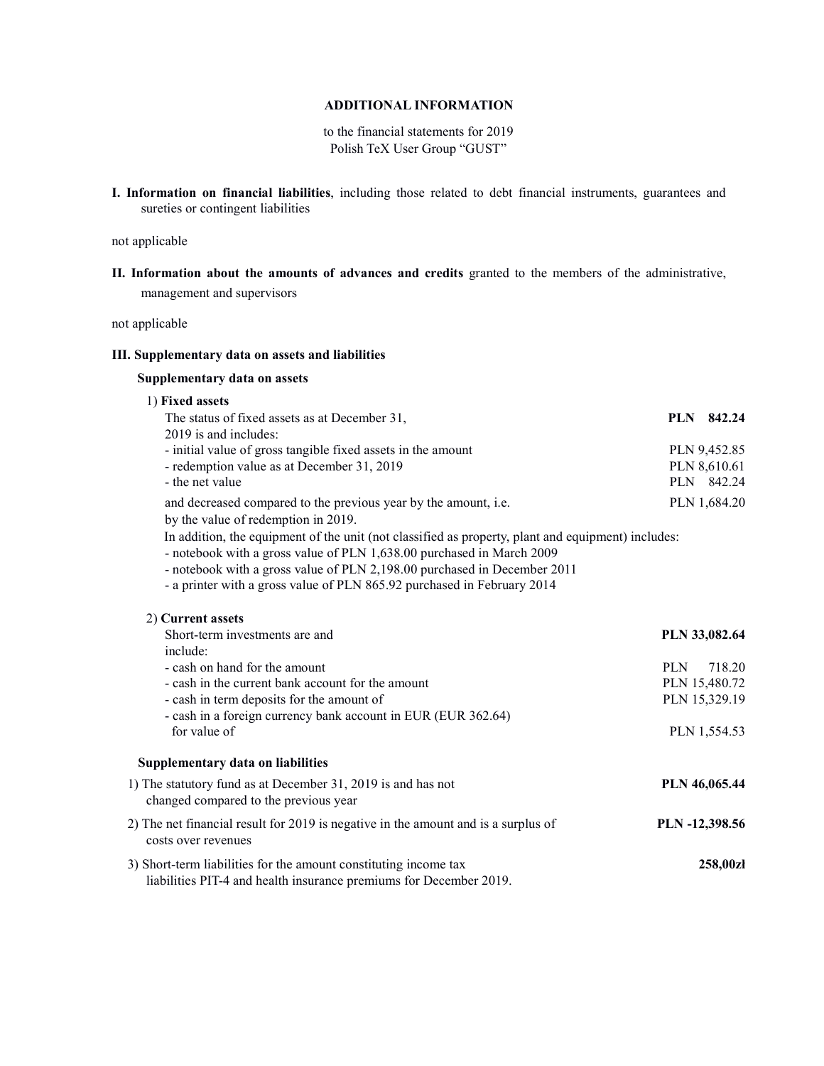**ADDITIONAL INFORMATION**

to the financial statements for 2019
Polish TeX User Group "GUST"

**I. Information on financial liabilities**, including those related to debt financial instruments, guarantees and sureties or contingent liabilities

not applicable

**II. Information about the amounts of advances and credits** granted to the members of the administrative, management and supervisors

not applicable

**III. Supplementary data on assets and liabilities**

**Supplementary data on assets**

1) **Fixed assets**

| | |
|---|---|
| The status of fixed assets as at December 31, 2019 is and includes: | **PLN 842.24** |
| - initial value of gross tangible fixed assets in the amount | PLN 9,452.85 |
| - redemption value as at December 31, 2019 | PLN 8,610.61 |
| - the net value | PLN 842.24 |
| and decreased compared to the previous year by the amount, i.e. by the value of redemption in 2019. | PLN 1,684.20 |

In addition, the equipment of the unit (not classified as property, plant and equipment) includes:
- notebook with a gross value of PLN 1,638.00 purchased in March 2009
- notebook with a gross value of PLN 2,198.00 purchased in December 2011
- a printer with a gross value of PLN 865.92 purchased in February 2014

2) **Current assets**

| | |
|---|---|
| Short-term investments are and include: | **PLN 33,082.64** |
| - cash on hand for the amount | PLN 718.20 |
| - cash in the current bank account for the amount | PLN 15,480.72 |
| - cash in term deposits for the amount of | PLN 15,329.19 |
| - cash in a foreign currency bank account in EUR (EUR 362.64) for value of | PLN 1,554.53 |

**Supplementary data on liabilities**

| | |
|---|---|
| 1) The statutory fund as at December 31, 2019 is and has not changed compared to the previous year | **PLN 46,065.44** |
| 2) The net financial result for 2019 is negative in the amount and is a surplus of costs over revenues | **PLN -12,398.56** |
| 3) Short-term liabilities for the amount constituting income tax liabilities PIT-4 and health insurance premiums for December 2019. | **258,00zł** |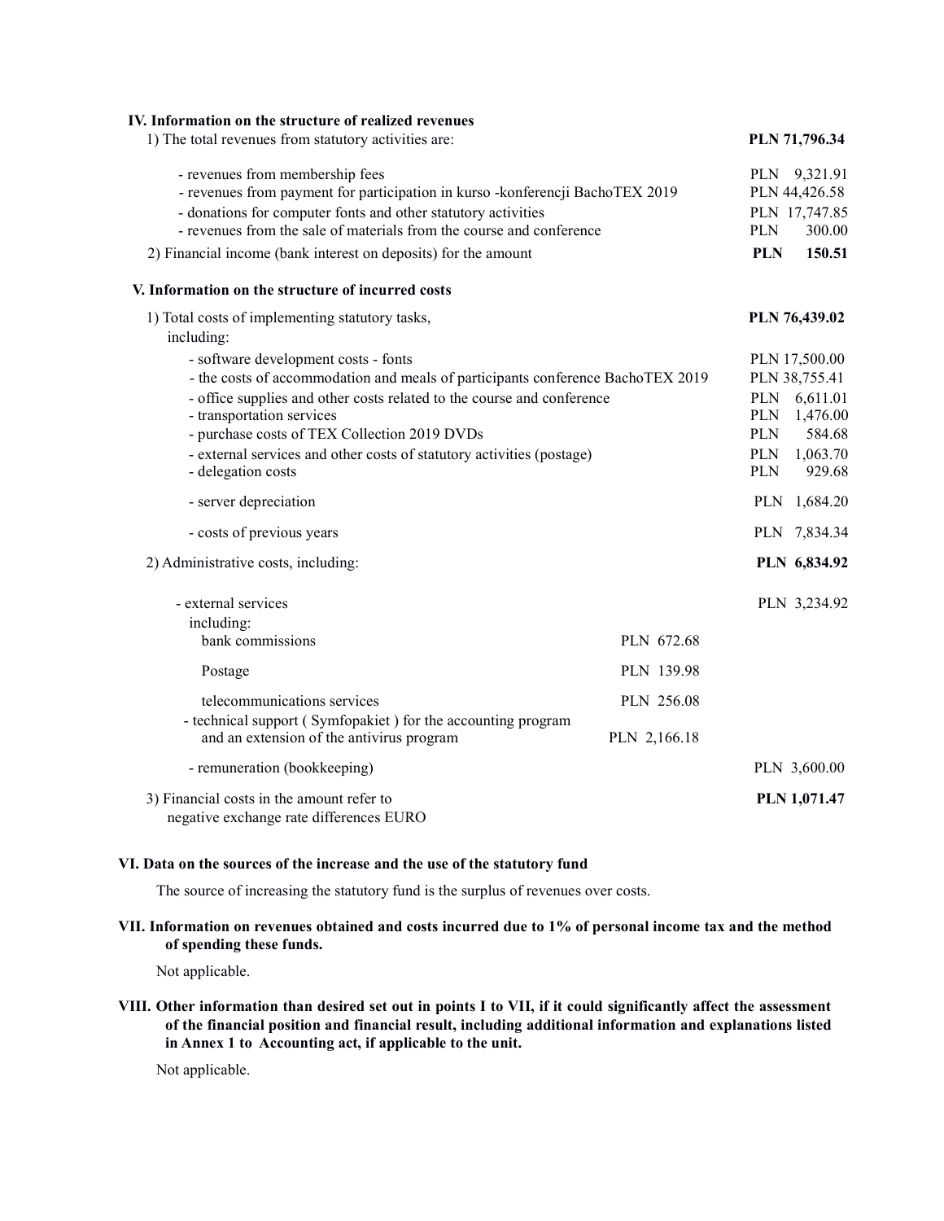### IV. Information on the structure of realized revenues

| | | |
|---|---|---|
| 1) The total revenues from statutory activities are: | | **PLN 71,796.34** |
| - revenues from membership fees | | PLN 9,321.91 |
| - revenues from payment for participation in kurso -konferencji BachoTEX 2019 | | PLN 44,426.58 |
| - donations for computer fonts and other statutory activities | | PLN 17,747.85 |
| - revenues from the sale of materials from the course and conference | | PLN 300.00 |
| 2) Financial income (bank interest on deposits) for the amount | | **PLN 150.51** |

### V. Information on the structure of incurred costs

| | | |
|---|---|---|
| 1) Total costs of implementing statutory tasks, including: | | **PLN 76,439.02** |
| - software development costs - fonts | | PLN 17,500.00 |
| - the costs of accommodation and meals of participants conference BachoTEX 2019 | | PLN 38,755.41 |
| - office supplies and other costs related to the course and conference | | PLN 6,611.01 |
| - transportation services | | PLN 1,476.00 |
| - purchase costs of TEX Collection 2019 DVDs | | PLN 584.68 |
| - external services and other costs of statutory activities (postage) | | PLN 1,063.70 |
| - delegation costs | | PLN 929.68 |
| - server depreciation | | PLN 1,684.20 |
| - costs of previous years | | PLN 7,834.34 |
| 2) Administrative costs, including: | | **PLN 6,834.92** |
| - external services including: | | PLN 3,234.92 |
| bank commissions | PLN 672.68 | |
| Postage | PLN 139.98 | |
| telecommunications services | PLN 256.08 | |
| - technical support ( Symfopakiet ) for the accounting program and an extension of the antivirus program | PLN 2,166.18 | |
| - remuneration (bookkeeping) | | PLN 3,600.00 |
| 3) Financial costs in the amount refer to negative exchange rate differences EURO | | **PLN 1,071.47** |

### VI. Data on the sources of the increase and the use of the statutory fund

The source of increasing the statutory fund is the surplus of revenues over costs.

### VII. Information on revenues obtained and costs incurred due to 1% of personal income tax and the method of spending these funds.

Not applicable.

### VIII. Other information than desired set out in points I to VII, if it could significantly affect the assessment of the financial position and financial result, including additional information and explanations listed in Annex 1 to Accounting act, if applicable to the unit.

Not applicable.